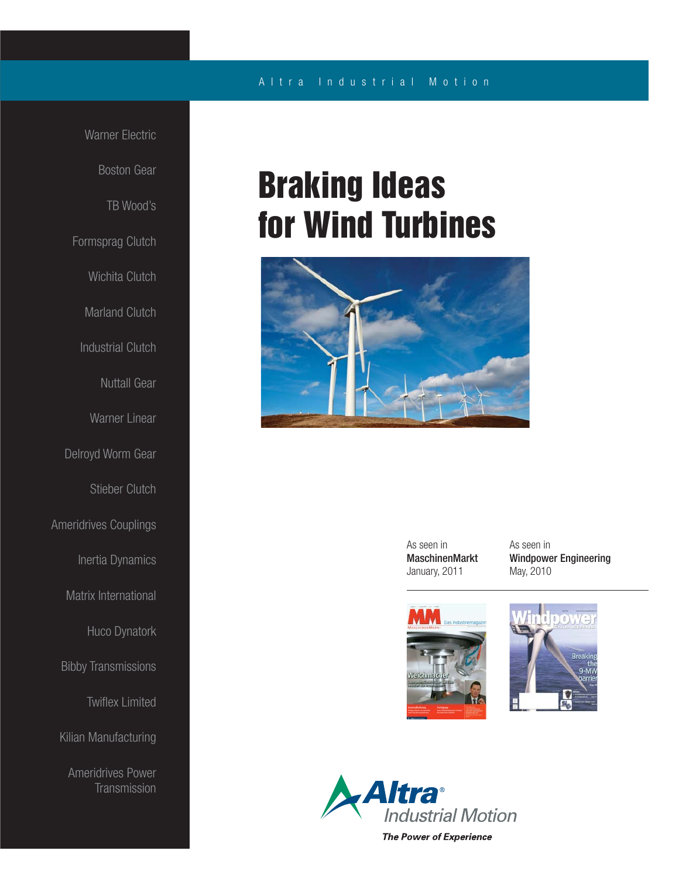Altra Industrial Motion

Warner Electric

Boston Gear

TB Wood's

Formsprag Clutch

Wichita Clutch

Marland Clutch

Industrial Clutch

Nuttall Gear

Warner Linear

Delroyd Worm Gear

Stieber Clutch

Ameridrives Couplings

Inertia Dynamics

Matrix International

Huco Dynatork

Bibby Transmissions

Twiflex Limited

Kilian Manufacturing

Ameridrives Power Transmission

# Braking Ideas for Wind Turbines

As seen in
**MaschinenMarkt**
January, 2011

As seen in
**Windpower Engineering**
May, 2010

Altra Industrial Motion

*The Power of Experience*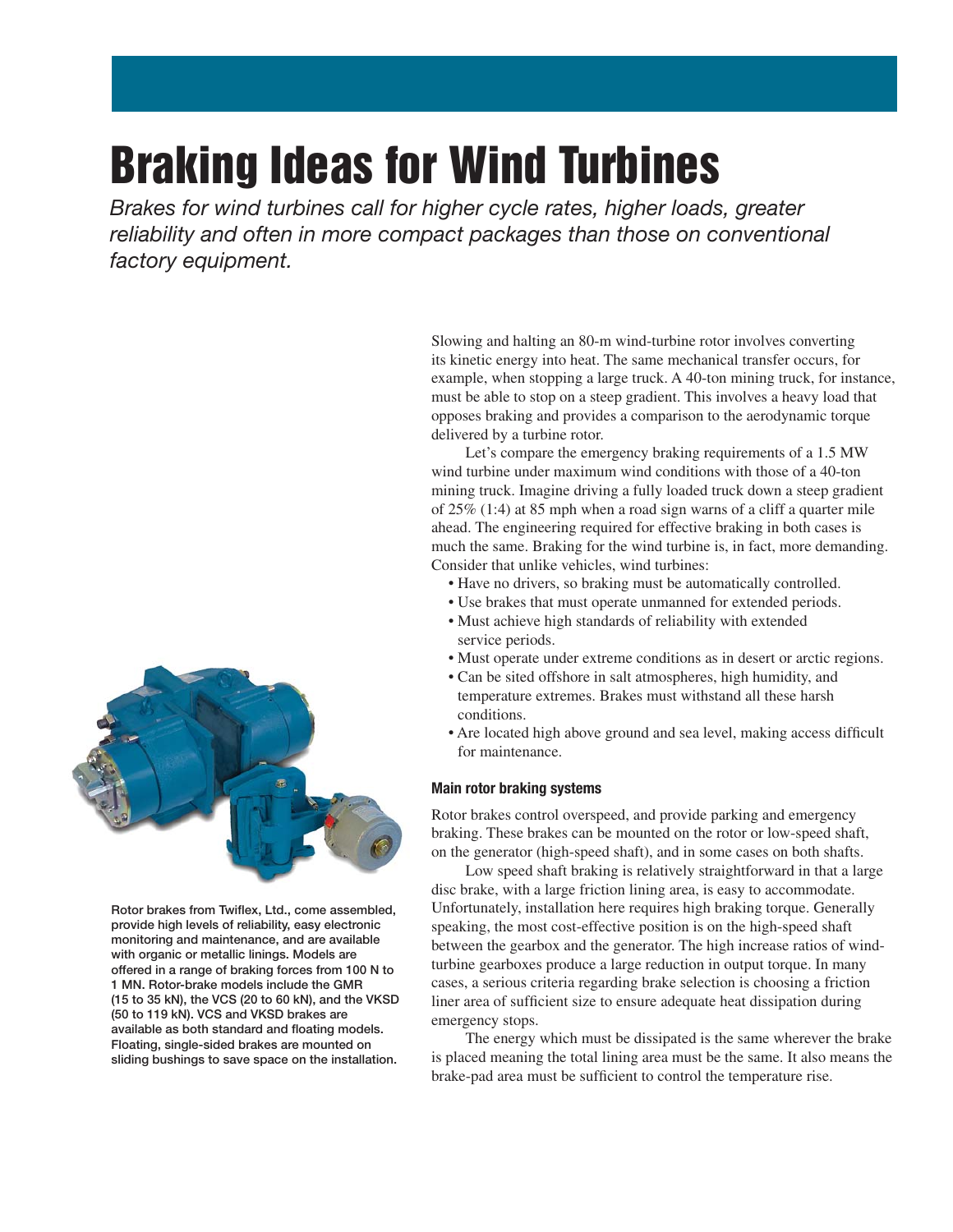# Braking Ideas for Wind Turbines

*Brakes for wind turbines call for higher cycle rates, higher loads, greater reliability and often in more compact packages than those on conventional factory equipment.*

Rotor brakes from Twiflex, Ltd., come assembled, provide high levels of reliability, easy electronic monitoring and maintenance, and are available with organic or metallic linings. Models are offered in a range of braking forces from 100 N to 1 MN. Rotor-brake models include the GMR (15 to 35 kN), the VCS (20 to 60 kN), and the VKSD (50 to 119 kN). VCS and VKSD brakes are available as both standard and floating models. Floating, single-sided brakes are mounted on sliding bushings to save space on the installation.

Slowing and halting an 80-m wind-turbine rotor involves converting its kinetic energy into heat. The same mechanical transfer occurs, for example, when stopping a large truck. A 40-ton mining truck, for instance, must be able to stop on a steep gradient. This involves a heavy load that opposes braking and provides a comparison to the aerodynamic torque delivered by a turbine rotor.

Let's compare the emergency braking requirements of a 1.5 MW wind turbine under maximum wind conditions with those of a 40-ton mining truck. Imagine driving a fully loaded truck down a steep gradient of 25% (1:4) at 85 mph when a road sign warns of a cliff a quarter mile ahead. The engineering required for effective braking in both cases is much the same. Braking for the wind turbine is, in fact, more demanding. Consider that unlike vehicles, wind turbines:

- Have no drivers, so braking must be automatically controlled.
- Use brakes that must operate unmanned for extended periods.
- Must achieve high standards of reliability with extended service periods.
- Must operate under extreme conditions as in desert or arctic regions.
- Can be sited offshore in salt atmospheres, high humidity, and temperature extremes. Brakes must withstand all these harsh conditions.
- Are located high above ground and sea level, making access difficult for maintenance.

#### Main rotor braking systems

Rotor brakes control overspeed, and provide parking and emergency braking. These brakes can be mounted on the rotor or low-speed shaft, on the generator (high-speed shaft), and in some cases on both shafts.

Low speed shaft braking is relatively straightforward in that a large disc brake, with a large friction lining area, is easy to accommodate. Unfortunately, installation here requires high braking torque. Generally speaking, the most cost-effective position is on the high-speed shaft between the gearbox and the generator. The high increase ratios of wind-turbine gearboxes produce a large reduction in output torque. In many cases, a serious criteria regarding brake selection is choosing a friction liner area of sufficient size to ensure adequate heat dissipation during emergency stops.

The energy which must be dissipated is the same wherever the brake is placed meaning the total lining area must be the same. It also means the brake-pad area must be sufficient to control the temperature rise.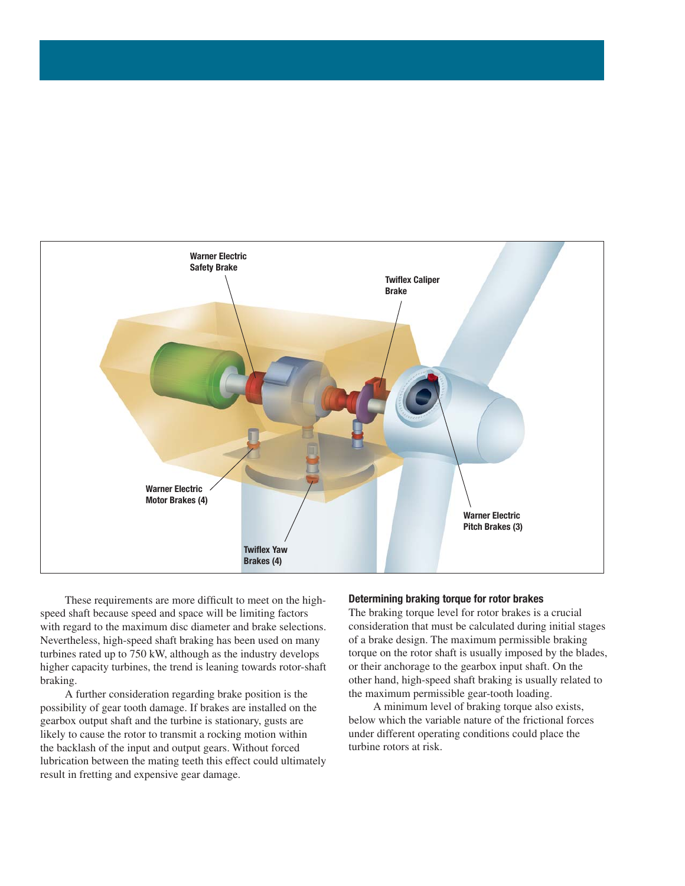Warner Electric Safety Brake

Twiflex Caliper Brake

Warner Electric Motor Brakes (4)

Warner Electric Pitch Brakes (3)

Twiflex Yaw Brakes (4)

These requirements are more difficult to meet on the high-speed shaft because speed and space will be limiting factors with regard to the maximum disc diameter and brake selections. Nevertheless, high-speed shaft braking has been used on many turbines rated up to 750 kW, although as the industry develops higher capacity turbines, the trend is leaning towards rotor-shaft braking.

A further consideration regarding brake position is the possibility of gear tooth damage. If brakes are installed on the gearbox output shaft and the turbine is stationary, gusts are likely to cause the rotor to transmit a rocking motion within the backlash of the input and output gears. Without forced lubrication between the mating teeth this effect could ultimately result in fretting and expensive gear damage.

#### Determining braking torque for rotor brakes

The braking torque level for rotor brakes is a crucial consideration that must be calculated during initial stages of a brake design. The maximum permissible braking torque on the rotor shaft is usually imposed by the blades, or their anchorage to the gearbox input shaft. On the other hand, high-speed shaft braking is usually related to the maximum permissible gear-tooth loading.

A minimum level of braking torque also exists, below which the variable nature of the frictional forces under different operating conditions could place the turbine rotors at risk.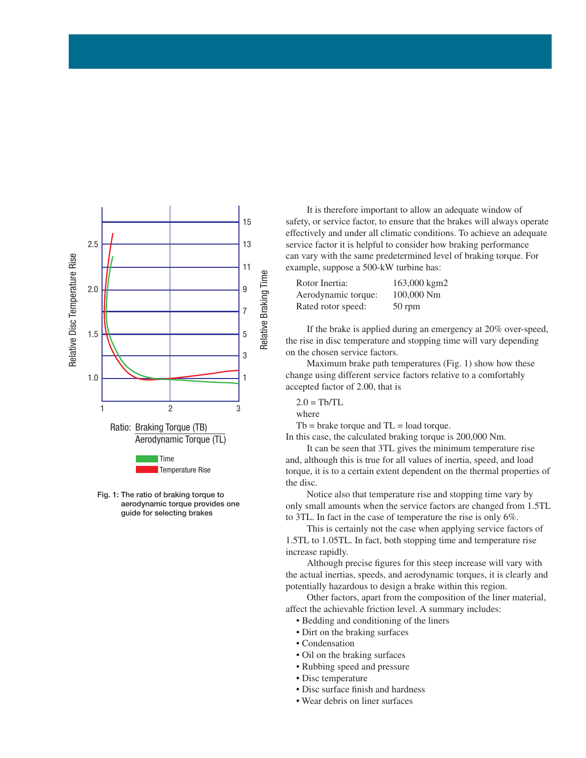Fig. 1: The ratio of braking torque to aerodynamic torque provides one guide for selecting brakes

It is therefore important to allow an adequate window of safety, or service factor, to ensure that the brakes will always operate effectively and under all climatic conditions. To achieve an adequate service factor it is helpful to consider how braking performance can vary with the same predetermined level of braking torque. For example, suppose a 500-kW turbine has:

| | |
|---|---|
| Rotor Inertia: | 163,000 kgm2 |
| Aerodynamic torque: | 100,000 Nm |
| Rated rotor speed: | 50 rpm |

If the brake is applied during an emergency at 20% over-speed, the rise in disc temperature and stopping time will vary depending on the chosen service factors.

Maximum brake path temperatures (Fig. 1) show how these change using different service factors relative to a comfortably accepted factor of 2.00, that is

$$2.0 = Tb/TL$$

where

Tb = brake torque and TL = load torque.

In this case, the calculated braking torque is 200,000 Nm.

It can be seen that 3TL gives the minimum temperature rise and, although this is true for all values of inertia, speed, and load torque, it is to a certain extent dependent on the thermal properties of the disc.

Notice also that temperature rise and stopping time vary by only small amounts when the service factors are changed from 1.5TL to 3TL. In fact in the case of temperature the rise is only 6%.

This is certainly not the case when applying service factors of 1.5TL to 1.05TL. In fact, both stopping time and temperature rise increase rapidly.

Although precise figures for this steep increase will vary with the actual inertias, speeds, and aerodynamic torques, it is clearly and potentially hazardous to design a brake within this region.

Other factors, apart from the composition of the liner material, affect the achievable friction level. A summary includes:

- Bedding and conditioning of the liners
- Dirt on the braking surfaces
- Condensation
- Oil on the braking surfaces
- Rubbing speed and pressure
- Disc temperature
- Disc surface finish and hardness
- Wear debris on liner surfaces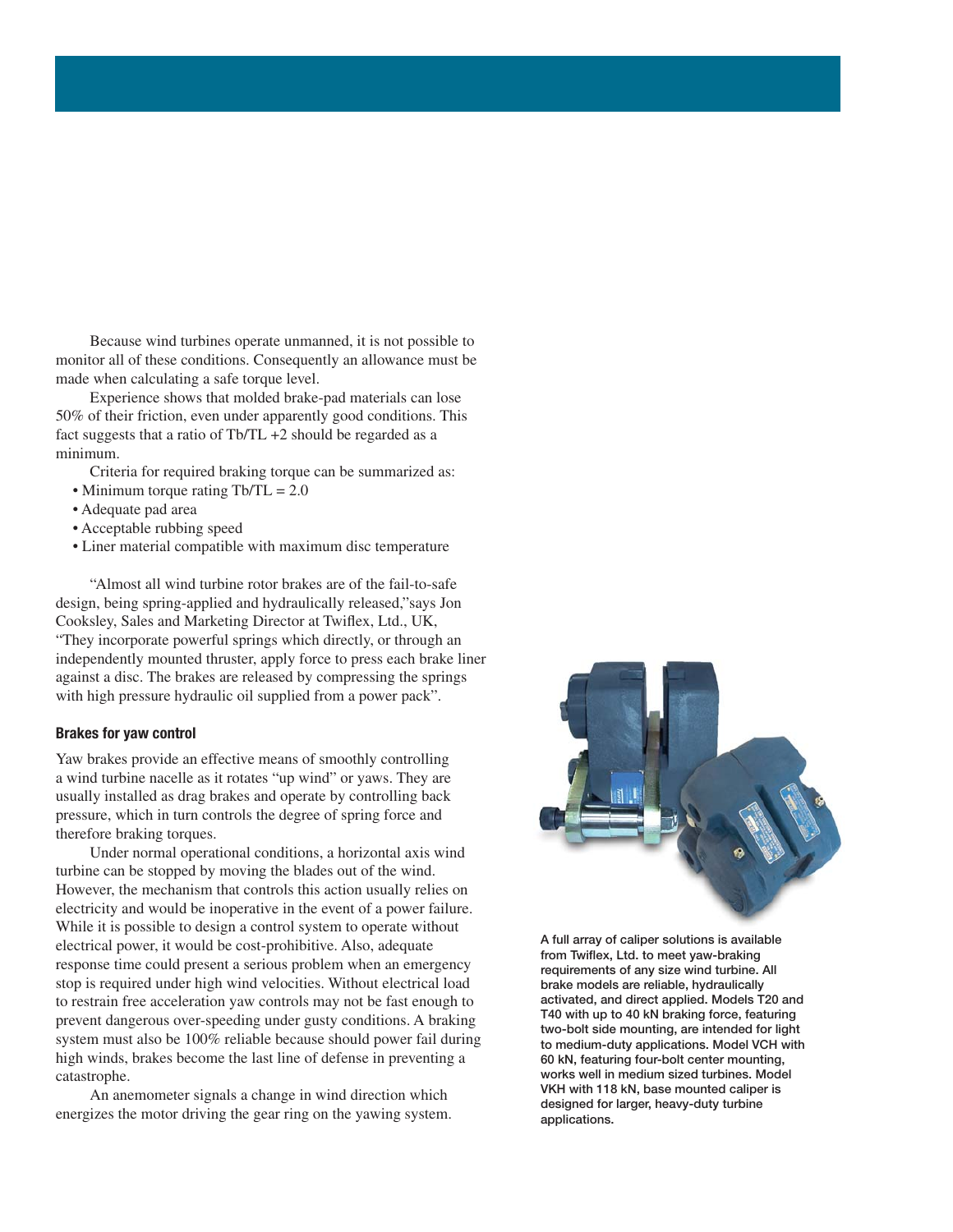Because wind turbines operate unmanned, it is not possible to monitor all of these conditions. Consequently an allowance must be made when calculating a safe torque level.

Experience shows that molded brake-pad materials can lose 50% of their friction, even under apparently good conditions. This fact suggests that a ratio of Tb/TL +2 should be regarded as a minimum.

Criteria for required braking torque can be summarized as:

- Minimum torque rating Tb/TL = 2.0
- Adequate pad area
- Acceptable rubbing speed
- Liner material compatible with maximum disc temperature

"Almost all wind turbine rotor brakes are of the fail-to-safe design, being spring-applied and hydraulically released,"says Jon Cooksley, Sales and Marketing Director at Twiflex, Ltd., UK, "They incorporate powerful springs which directly, or through an independently mounted thruster, apply force to press each brake liner against a disc. The brakes are released by compressing the springs with high pressure hydraulic oil supplied from a power pack".

#### Brakes for yaw control

Yaw brakes provide an effective means of smoothly controlling a wind turbine nacelle as it rotates "up wind" or yaws. They are usually installed as drag brakes and operate by controlling back pressure, which in turn controls the degree of spring force and therefore braking torques.

Under normal operational conditions, a horizontal axis wind turbine can be stopped by moving the blades out of the wind. However, the mechanism that controls this action usually relies on electricity and would be inoperative in the event of a power failure. While it is possible to design a control system to operate without electrical power, it would be cost-prohibitive. Also, adequate response time could present a serious problem when an emergency stop is required under high wind velocities. Without electrical load to restrain free acceleration yaw controls may not be fast enough to prevent dangerous over-speeding under gusty conditions. A braking system must also be 100% reliable because should power fail during high winds, brakes become the last line of defense in preventing a catastrophe.

An anemometer signals a change in wind direction which energizes the motor driving the gear ring on the yawing system.

**A full array of caliper solutions is available from Twiflex, Ltd. to meet yaw-braking requirements of any size wind turbine. All brake models are reliable, hydraulically activated, and direct applied. Models T20 and T40 with up to 40 kN braking force, featuring two-bolt side mounting, are intended for light to medium-duty applications. Model VCH with 60 kN, featuring four-bolt center mounting, works well in medium sized turbines. Model VKH with 118 kN, base mounted caliper is designed for larger, heavy-duty turbine applications.**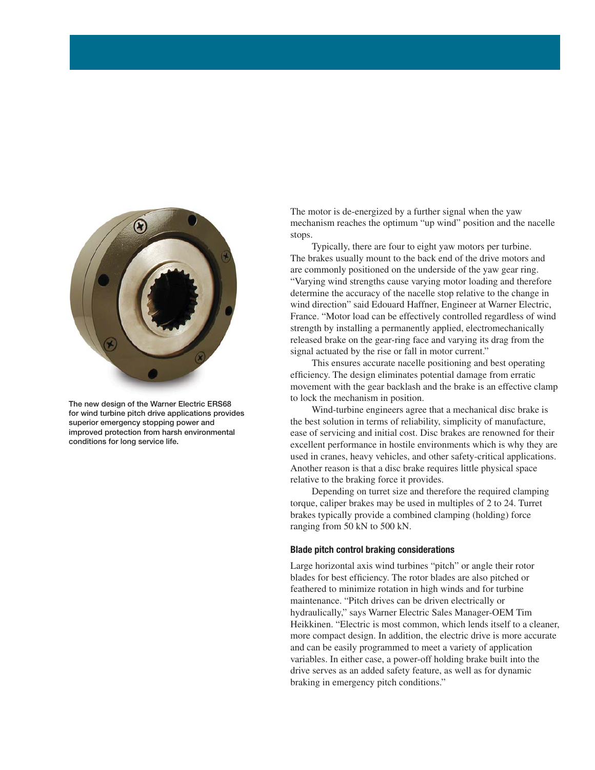The new design of the Warner Electric ERS68 for wind turbine pitch drive applications provides superior emergency stopping power and improved protection from harsh environmental conditions for long service life.

The motor is de-energized by a further signal when the yaw mechanism reaches the optimum "up wind" position and the nacelle stops.

Typically, there are four to eight yaw motors per turbine. The brakes usually mount to the back end of the drive motors and are commonly positioned on the underside of the yaw gear ring. "Varying wind strengths cause varying motor loading and therefore determine the accuracy of the nacelle stop relative to the change in wind direction" said Edouard Haffner, Engineer at Warner Electric, France. "Motor load can be effectively controlled regardless of wind strength by installing a permanently applied, electromechanically released brake on the gear-ring face and varying its drag from the signal actuated by the rise or fall in motor current."

This ensures accurate nacelle positioning and best operating efficiency. The design eliminates potential damage from erratic movement with the gear backlash and the brake is an effective clamp to lock the mechanism in position.

Wind-turbine engineers agree that a mechanical disc brake is the best solution in terms of reliability, simplicity of manufacture, ease of servicing and initial cost. Disc brakes are renowned for their excellent performance in hostile environments which is why they are used in cranes, heavy vehicles, and other safety-critical applications. Another reason is that a disc brake requires little physical space relative to the braking force it provides.

Depending on turret size and therefore the required clamping torque, caliper brakes may be used in multiples of 2 to 24. Turret brakes typically provide a combined clamping (holding) force ranging from 50 kN to 500 kN.

#### Blade pitch control braking considerations

Large horizontal axis wind turbines "pitch" or angle their rotor blades for best efficiency. The rotor blades are also pitched or feathered to minimize rotation in high winds and for turbine maintenance. "Pitch drives can be driven electrically or hydraulically," says Warner Electric Sales Manager-OEM Tim Heikkinen. "Electric is most common, which lends itself to a cleaner, more compact design. In addition, the electric drive is more accurate and can be easily programmed to meet a variety of application variables. In either case, a power-off holding brake built into the drive serves as an added safety feature, as well as for dynamic braking in emergency pitch conditions."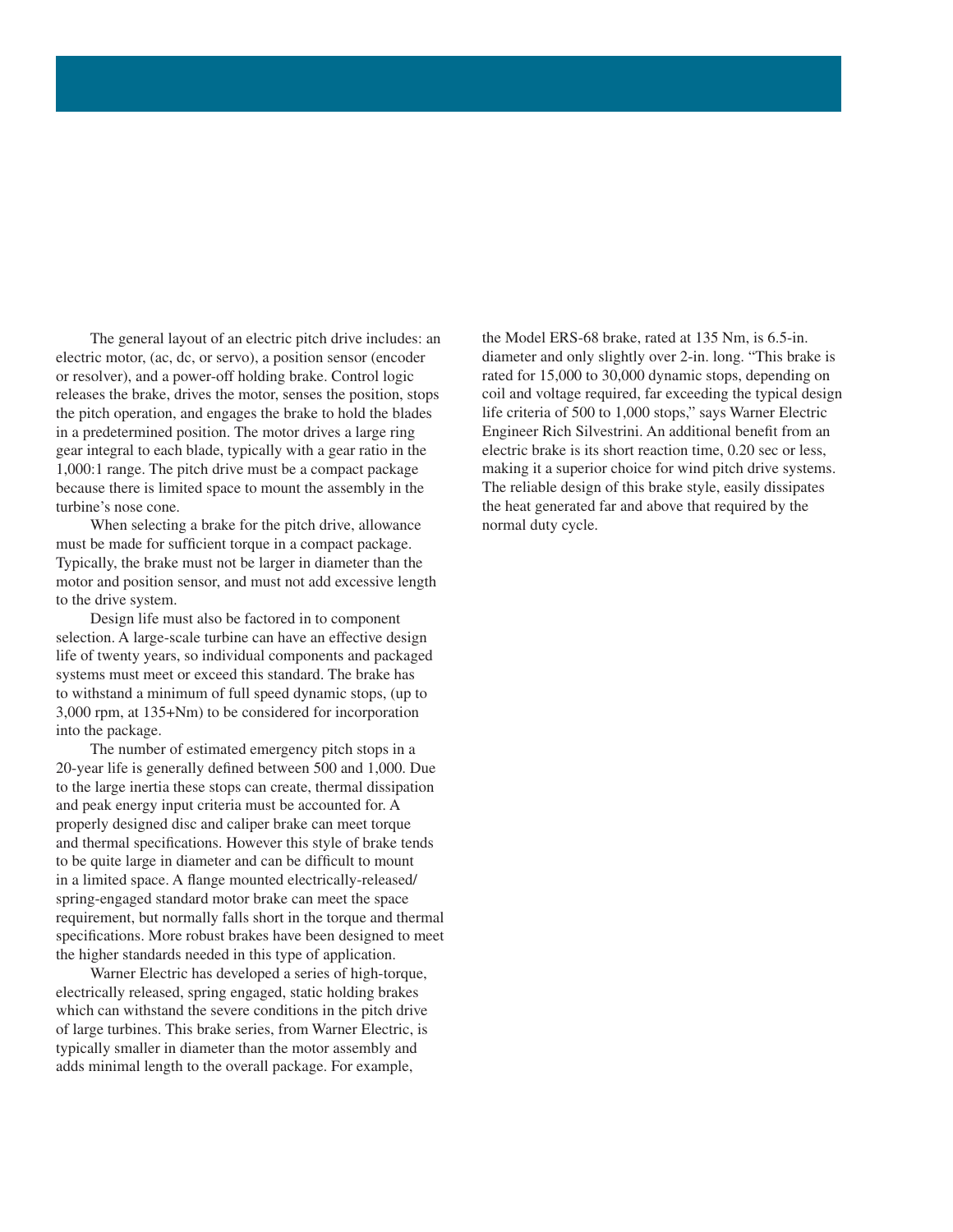The general layout of an electric pitch drive includes: an electric motor, (ac, dc, or servo), a position sensor (encoder or resolver), and a power-off holding brake. Control logic releases the brake, drives the motor, senses the position, stops the pitch operation, and engages the brake to hold the blades in a predetermined position. The motor drives a large ring gear integral to each blade, typically with a gear ratio in the 1,000:1 range. The pitch drive must be a compact package because there is limited space to mount the assembly in the turbine's nose cone.

When selecting a brake for the pitch drive, allowance must be made for sufficient torque in a compact package. Typically, the brake must not be larger in diameter than the motor and position sensor, and must not add excessive length to the drive system.

Design life must also be factored in to component selection. A large-scale turbine can have an effective design life of twenty years, so individual components and packaged systems must meet or exceed this standard. The brake has to withstand a minimum of full speed dynamic stops, (up to 3,000 rpm, at 135+Nm) to be considered for incorporation into the package.

The number of estimated emergency pitch stops in a 20-year life is generally defined between 500 and 1,000. Due to the large inertia these stops can create, thermal dissipation and peak energy input criteria must be accounted for. A properly designed disc and caliper brake can meet torque and thermal specifications. However this style of brake tends to be quite large in diameter and can be difficult to mount in a limited space. A flange mounted electrically-released/ spring-engaged standard motor brake can meet the space requirement, but normally falls short in the torque and thermal specifications. More robust brakes have been designed to meet the higher standards needed in this type of application.

Warner Electric has developed a series of high-torque, electrically released, spring engaged, static holding brakes which can withstand the severe conditions in the pitch drive of large turbines. This brake series, from Warner Electric, is typically smaller in diameter than the motor assembly and adds minimal length to the overall package. For example, the Model ERS-68 brake, rated at 135 Nm, is 6.5-in. diameter and only slightly over 2-in. long. "This brake is rated for 15,000 to 30,000 dynamic stops, depending on coil and voltage required, far exceeding the typical design life criteria of 500 to 1,000 stops," says Warner Electric Engineer Rich Silvestrini. An additional benefit from an electric brake is its short reaction time, 0.20 sec or less, making it a superior choice for wind pitch drive systems. The reliable design of this brake style, easily dissipates the heat generated far and above that required by the normal duty cycle.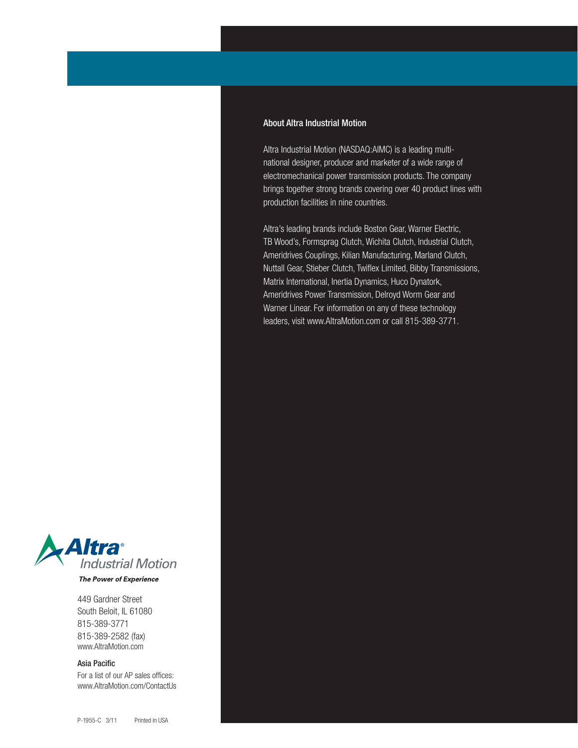## About Altra Industrial Motion

Altra Industrial Motion (NASDAQ:AIMC) is a leading multi-national designer, producer and marketer of a wide range of electromechanical power transmission products. The company brings together strong brands covering over 40 product lines with production facilities in nine countries.

Altra's leading brands include Boston Gear, Warner Electric, TB Wood's, Formsprag Clutch, Wichita Clutch, Industrial Clutch, Ameridrives Couplings, Kilian Manufacturing, Marland Clutch, Nuttall Gear, Stieber Clutch, Twiflex Limited, Bibby Transmissions, Matrix International, Inertia Dynamics, Huco Dynatork, Ameridrives Power Transmission, Delroyd Worm Gear and Warner Linear. For information on any of these technology leaders, visit www.AltraMotion.com or call 815-389-3771.

Altra® Industrial Motion

***The Power of Experience***

449 Gardner Street
South Beloit, IL 61080
815-389-3771
815-389-2582 (fax)
www.AltraMotion.com

**Asia Pacific**

For a list of our AP sales offices:
www.AltraMotion.com/ContactUs

P-1955-C 3/11 Printed in USA